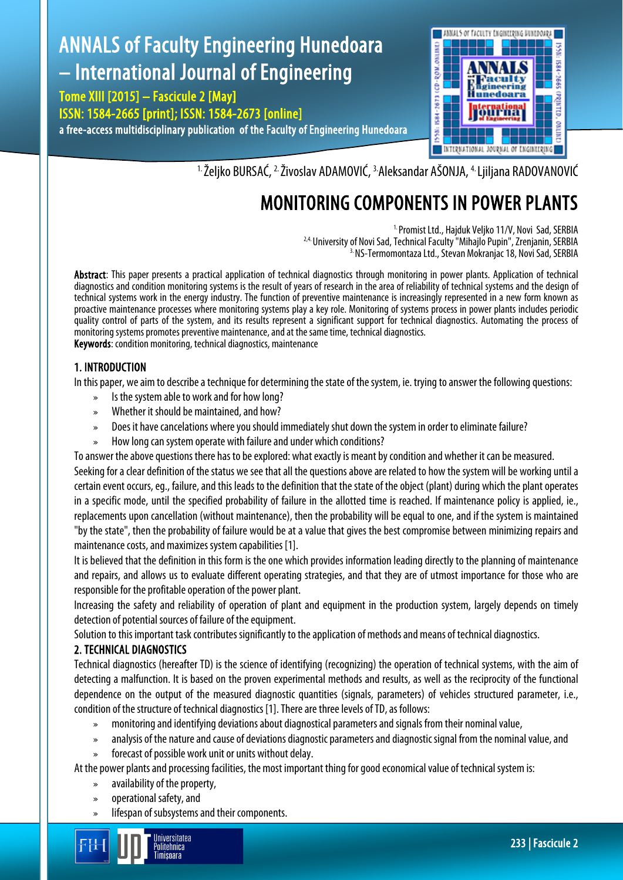1. Željko BURSAĆ, 2. Živoslav ADAMOVIĆ, 3. Aleksandar AŠONJA, 4. Ljiljana RADOVANOVIĆ

# MONITORING COMPONENTS IN POWER PLANTS

1. Promist Ltd., Hajduk Veljko 11/V, Novi Sad, SERBIA
2,4. University of Novi Sad, Technical Faculty "Mihajlo Pupin", Zrenjanin, SERBIA
3. NS-Termomontaza Ltd., Stevan Mokranjac 18, Novi Sad, SERBIA

**Abstract**: This paper presents a practical application of technical diagnostics through monitoring in power plants. Application of technical diagnostics and condition monitoring systems is the result of years of research in the area of reliability of technical systems and the design of technical systems work in the energy industry. The function of preventive maintenance is increasingly represented in a new form known as proactive maintenance processes where monitoring systems play a key role. Monitoring of systems process in power plants includes periodic quality control of parts of the system, and its results represent a significant support for technical diagnostics. Automating the process of monitoring systems promotes preventive maintenance, and at the same time, technical diagnostics.
**Keywords**: condition monitoring, technical diagnostics, maintenance

## 1. INTRODUCTION

In this paper, we aim to describe a technique for determining the state of the system, ie. trying to answer the following questions:

- Is the system able to work and for how long?
- Whether it should be maintained, and how?
- Does it have cancelations where you should immediately shut down the system in order to eliminate failure?
- How long can system operate with failure and under which conditions?

To answer the above questions there has to be explored: what exactly is meant by condition and whether it can be measured.

Seeking for a clear definition of the status we see that all the questions above are related to how the system will be working until a certain event occurs, eg., failure, and this leads to the definition that the state of the object (plant) during which the plant operates in a specific mode, until the specified probability of failure in the allotted time is reached. If maintenance policy is applied, ie., replacements upon cancellation (without maintenance), then the probability will be equal to one, and if the system is maintained "by the state", then the probability of failure would be at a value that gives the best compromise between minimizing repairs and maintenance costs, and maximizes system capabilities [1].

It is believed that the definition in this form is the one which provides information leading directly to the planning of maintenance and repairs, and allows us to evaluate different operating strategies, and that they are of utmost importance for those who are responsible for the profitable operation of the power plant.

Increasing the safety and reliability of operation of plant and equipment in the production system, largely depends on timely detection of potential sources of failure of the equipment.

Solution to this important task contributes significantly to the application of methods and means of technical diagnostics.

## 2. TECHNICAL DIAGNOSTICS

Technical diagnostics (hereafter TD) is the science of identifying (recognizing) the operation of technical systems, with the aim of detecting a malfunction. It is based on the proven experimental methods and results, as well as the reciprocity of the functional dependence on the output of the measured diagnostic quantities (signals, parameters) of vehicles structured parameter, i.e., condition of the structure of technical diagnostics [1]. There are three levels of TD, as follows:

- monitoring and identifying deviations about diagnostical parameters and signals from their nominal value,
- analysis of the nature and cause of deviations diagnostic parameters and diagnostic signal from the nominal value, and
- forecast of possible work unit or units without delay.

At the power plants and processing facilities, the most important thing for good economical value of technical system is:

- availability of the property,
- operational safety, and
- lifespan of subsystems and their components.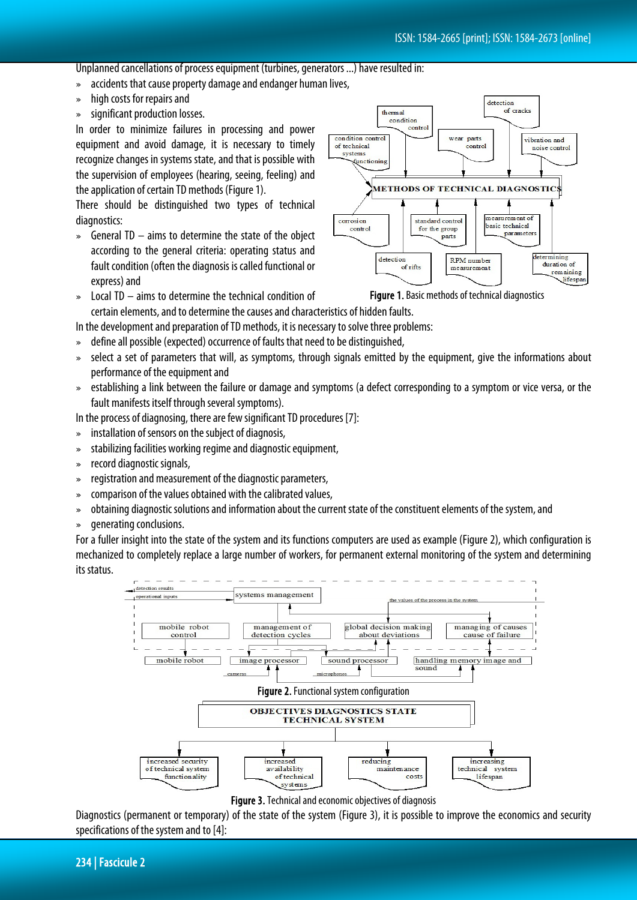Unplanned cancellations of process equipment (turbines, generators ...) have resulted in:

- accidents that cause property damage and endanger human lives,
- high costs for repairs and
- significant production losses.

In order to minimize failures in processing and power equipment and avoid damage, it is necessary to timely recognize changes in systems state, and that is possible with the supervision of employees (hearing, seeing, feeling) and the application of certain TD methods (Figure 1).

There should be distinguished two types of technical diagnostics:

- General TD – aims to determine the state of the object according to the general criteria: operating status and fault condition (often the diagnosis is called functional or express) and
- Local TD – aims to determine the technical condition of certain elements, and to determine the causes and characteristics of hidden faults.

Figure 1. Basic methods of technical diagnostics

In the development and preparation of TD methods, it is necessary to solve three problems:

- define all possible (expected) occurrence of faults that need to be distinguished,
- select a set of parameters that will, as symptoms, through signals emitted by the equipment, give the informations about performance of the equipment and
- establishing a link between the failure or damage and symptoms (a defect corresponding to a symptom or vice versa, or the fault manifests itself through several symptoms).

In the process of diagnosing, there are few significant TD procedures [7]:

- installation of sensors on the subject of diagnosis,
- stabilizing facilities working regime and diagnostic equipment,
- record diagnostic signals,
- registration and measurement of the diagnostic parameters,
- comparison of the values obtained with the calibrated values,
- obtaining diagnostic solutions and information about the current state of the constituent elements of the system, and
- generating conclusions.

For a fuller insight into the state of the system and its functions computers are used as example (Figure 2), which configuration is mechanized to completely replace a large number of workers, for permanent external monitoring of the system and determining its status.

Figure 2. Functional system configuration

Figure 3. Technical and economic objectives of diagnosis

Diagnostics (permanent or temporary) of the state of the system (Figure 3), it is possible to improve the economics and security specifications of the system and to [4]: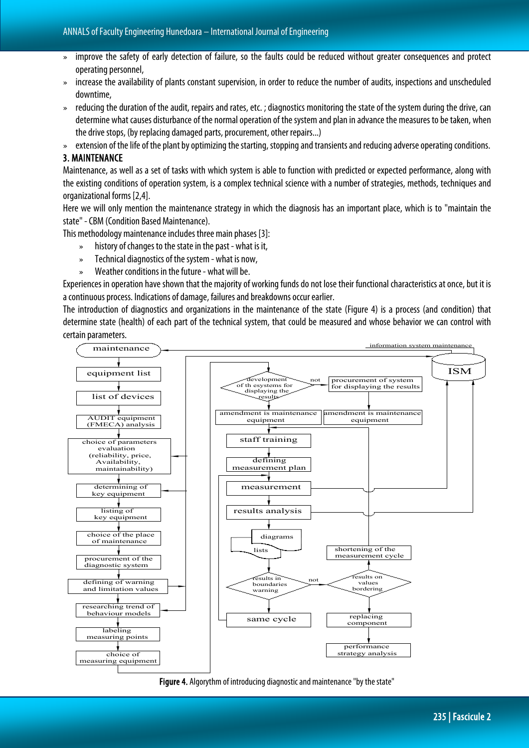- improve the safety of early detection of failure, so the faults could be reduced without greater consequences and protect operating personnel,
- increase the availability of plants constant supervision, in order to reduce the number of audits, inspections and unscheduled downtime,
- reducing the duration of the audit, repairs and rates, etc. ; diagnostics monitoring the state of the system during the drive, can determine what causes disturbance of the normal operation of the system and plan in advance the measures to be taken, when the drive stops, (by replacing damaged parts, procurement, other repairs...)
- extension of the life of the plant by optimizing the starting, stopping and transients and reducing adverse operating conditions.

## 3. MAINTENANCE

Maintenance, as well as a set of tasks with which system is able to function with predicted or expected performance, along with the existing conditions of operation system, is a complex technical science with a number of strategies, methods, techniques and organizational forms [2,4].

Here we will only mention the maintenance strategy in which the diagnosis has an important place, which is to "maintain the state" - CBM (Condition Based Maintenance).

This methodology maintenance includes three main phases [3]:

- history of changes to the state in the past - what is it,
- Technical diagnostics of the system - what is now,
- Weather conditions in the future - what will be.

Experiences in operation have shown that the majority of working funds do not lose their functional characteristics at once, but it is a continuous process. Indications of damage, failures and breakdowns occur earlier.

The introduction of diagnostics and organizations in the maintenance of the state (Figure 4) is a process (and condition) that determine state (health) of each part of the technical system, that could be measured and whose behavior we can control with certain parameters.

**Figure 4.** Algorythm of introducing diagnostic and maintenance "by the state"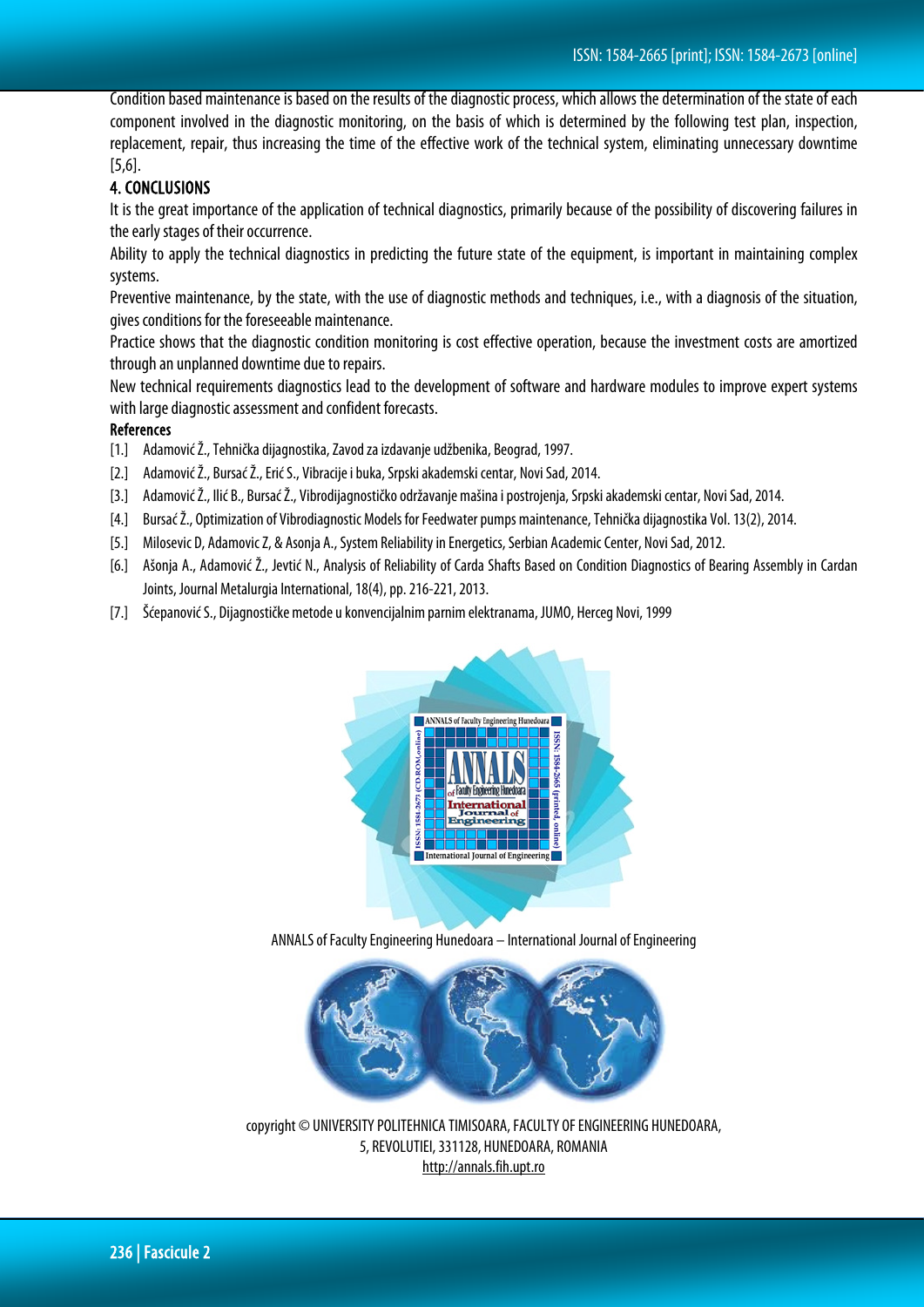Condition based maintenance is based on the results of the diagnostic process, which allows the determination of the state of each component involved in the diagnostic monitoring, on the basis of which is determined by the following test plan, inspection, replacement, repair, thus increasing the time of the effective work of the technical system, eliminating unnecessary downtime [5,6].

## 4. CONCLUSIONS

It is the great importance of the application of technical diagnostics, primarily because of the possibility of discovering failures in the early stages of their occurrence.

Ability to apply the technical diagnostics in predicting the future state of the equipment, is important in maintaining complex systems.

Preventive maintenance, by the state, with the use of diagnostic methods and techniques, i.e., with a diagnosis of the situation, gives conditions for the foreseeable maintenance.

Practice shows that the diagnostic condition monitoring is cost effective operation, because the investment costs are amortized through an unplanned downtime due to repairs.

New technical requirements diagnostics lead to the development of software and hardware modules to improve expert systems with large diagnostic assessment and confident forecasts.

### References

[1.] Adamović Ž., Tehnička dijagnostika, Zavod za izdavanje udžbenika, Beograd, 1997.

[2.] Adamović Ž., Bursać Ž., Erić S., Vibracije i buka, Srpski akademski centar, Novi Sad, 2014.

[3.] Adamović Ž., Ilić B., Bursać Ž., Vibrodijagnostičko održavanje mašina i postrojenja, Srpski akademski centar, Novi Sad, 2014.

[4.] Bursać Ž., Optimization of Vibrodiagnostic Models for Feedwater pumps maintenance, Tehnička dijagnostika Vol. 13(2), 2014.

[5.] Milosevic D, Adamovic Z, & Asonja A., System Reliability in Energetics, Serbian Academic Center, Novi Sad, 2012.

[6.] Ašonja A., Adamović Ž., Jevtić N., Analysis of Reliability of Carda Shafts Based on Condition Diagnostics of Bearing Assembly in Cardan Joints, Journal Metalurgia International, 18(4), pp. 216-221, 2013.

[7.] Šćepanović S., Dijagnostičke metode u konvencijalnim parnim elektranama, JUMO, Herceg Novi, 1999

ANNALS of Faculty Engineering Hunedoara – International Journal of Engineering

copyright © UNIVERSITY POLITEHNICA TIMISOARA, FACULTY OF ENGINEERING HUNEDOARA,
5, REVOLUTIEI, 331128, HUNEDOARA, ROMANIA
http://annals.fih.upt.ro